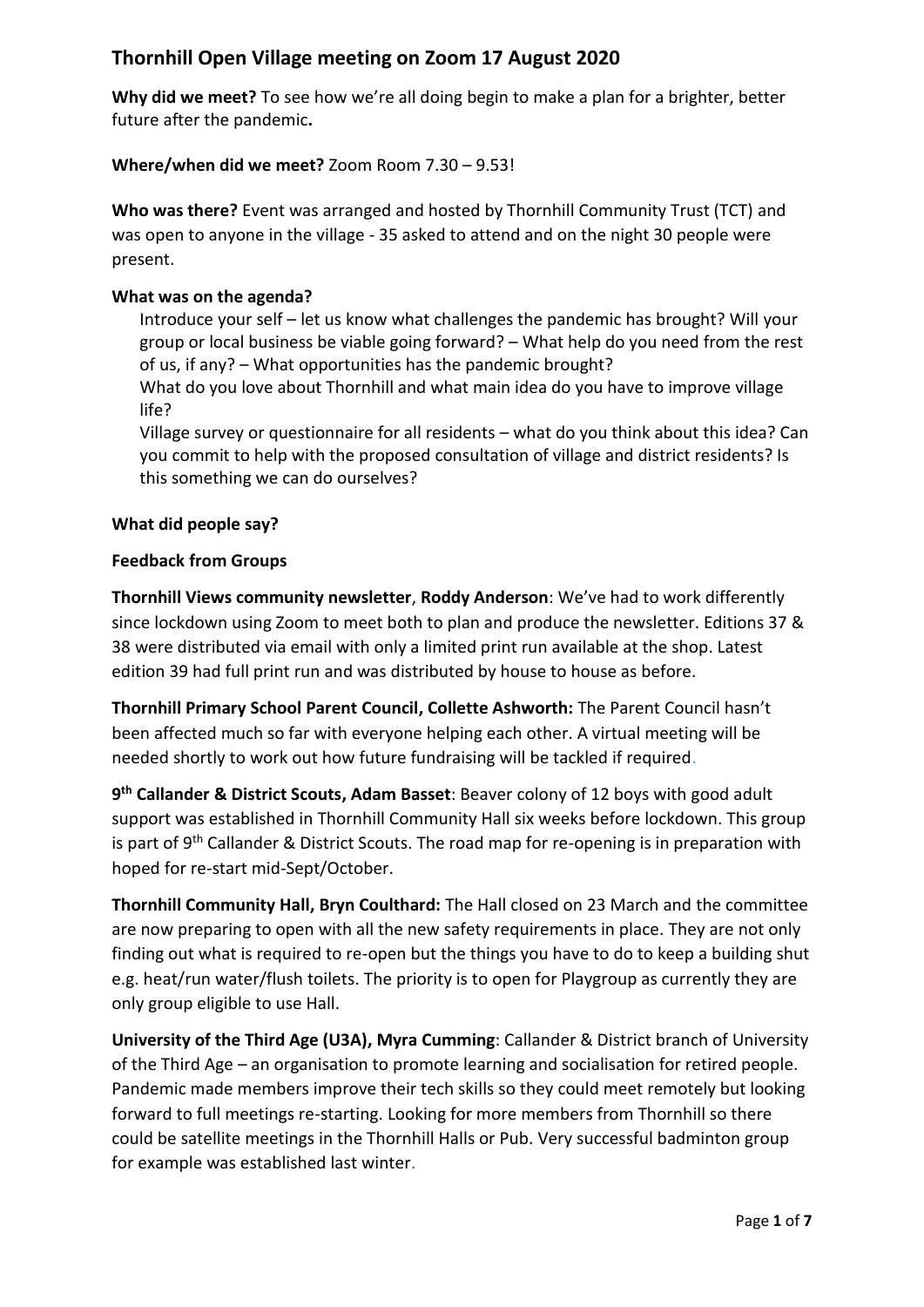# Thornhill Open Village meeting on Zoom 17 August 2020

**Why did we meet?** To see how we're all doing begin to make a plan for a brighter, better future after the pandemic**.**

**Where/when did we meet?** Zoom Room 7.30 – 9.53!

**Who was there?** Event was arranged and hosted by Thornhill Community Trust (TCT) and was open to anyone in the village - 35 asked to attend and on the night 30 people were present.

**What was on the agenda?**

Introduce your self – let us know what challenges the pandemic has brought? Will your group or local business be viable going forward? – What help do you need from the rest of us, if any? – What opportunities has the pandemic brought?

What do you love about Thornhill and what main idea do you have to improve village life?

Village survey or questionnaire for all residents – what do you think about this idea? Can you commit to help with the proposed consultation of village and district residents? Is this something we can do ourselves?

**What did people say?**

**Feedback from Groups**

**Thornhill Views community newsletter**, **Roddy Anderson**: We've had to work differently since lockdown using Zoom to meet both to plan and produce the newsletter. Editions 37 & 38 were distributed via email with only a limited print run available at the shop. Latest edition 39 had full print run and was distributed by house to house as before.

**Thornhill Primary School Parent Council, Collette Ashworth:** The Parent Council hasn't been affected much so far with everyone helping each other. A virtual meeting will be needed shortly to work out how future fundraising will be tackled if required.

**9th Callander & District Scouts, Adam Basset**: Beaver colony of 12 boys with good adult support was established in Thornhill Community Hall six weeks before lockdown. This group is part of 9th Callander & District Scouts. The road map for re-opening is in preparation with hoped for re-start mid-Sept/October.

**Thornhill Community Hall, Bryn Coulthard:** The Hall closed on 23 March and the committee are now preparing to open with all the new safety requirements in place. They are not only finding out what is required to re-open but the things you have to do to keep a building shut e.g. heat/run water/flush toilets. The priority is to open for Playgroup as currently they are only group eligible to use Hall.

**University of the Third Age (U3A), Myra Cumming**: Callander & District branch of University of the Third Age – an organisation to promote learning and socialisation for retired people. Pandemic made members improve their tech skills so they could meet remotely but looking forward to full meetings re-starting. Looking for more members from Thornhill so there could be satellite meetings in the Thornhill Halls or Pub. Very successful badminton group for example was established last winter.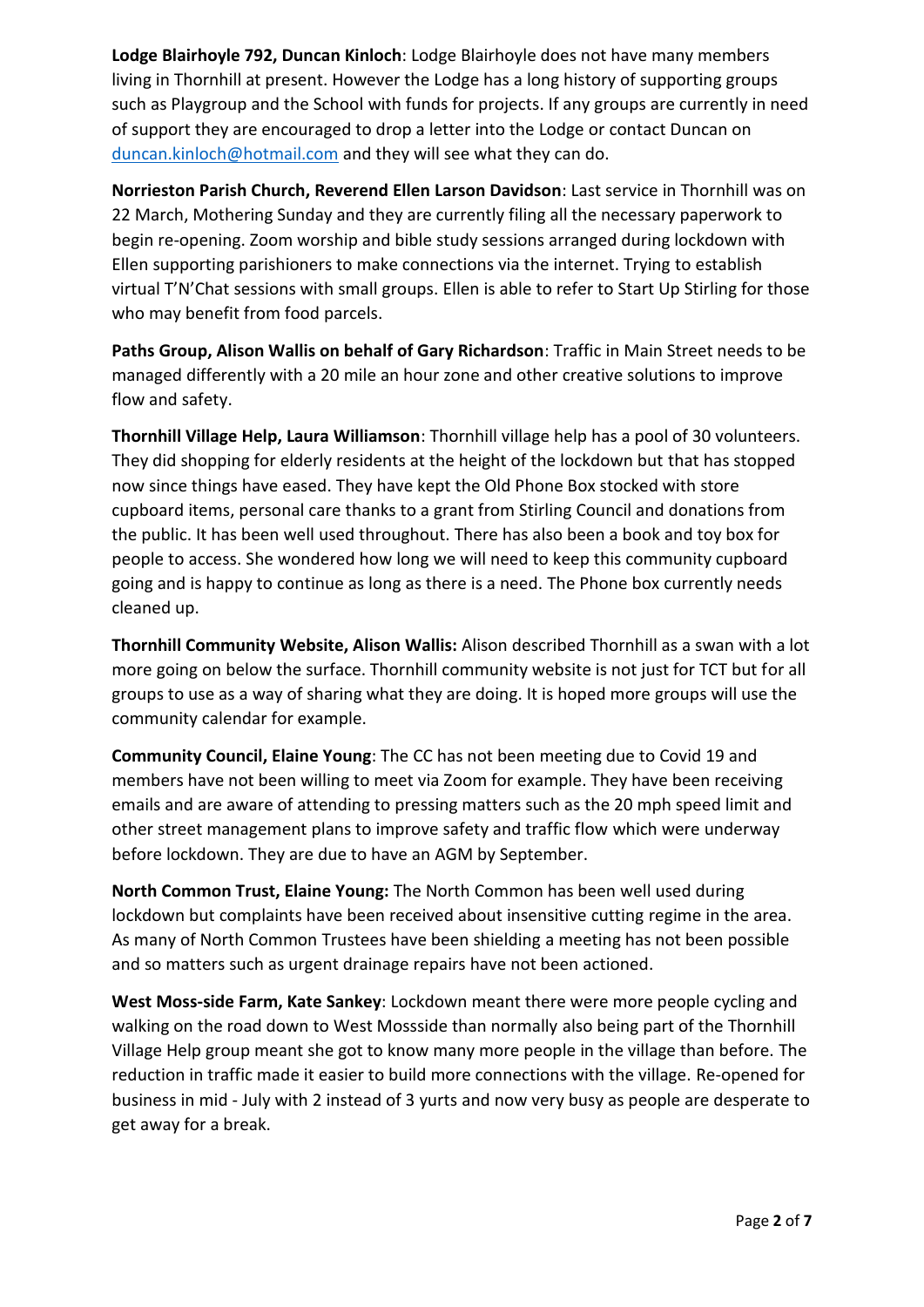**Lodge Blairhoyle 792, Duncan Kinloch**: Lodge Blairhoyle does not have many members living in Thornhill at present. However the Lodge has a long history of supporting groups such as Playgroup and the School with funds for projects. If any groups are currently in need of support they are encouraged to drop a letter into the Lodge or contact Duncan on duncan.kinloch@hotmail.com and they will see what they can do.

**Norrieston Parish Church, Reverend Ellen Larson Davidson**: Last service in Thornhill was on 22 March, Mothering Sunday and they are currently filing all the necessary paperwork to begin re-opening. Zoom worship and bible study sessions arranged during lockdown with Ellen supporting parishioners to make connections via the internet. Trying to establish virtual T'N'Chat sessions with small groups. Ellen is able to refer to Start Up Stirling for those who may benefit from food parcels.

**Paths Group, Alison Wallis on behalf of Gary Richardson**: Traffic in Main Street needs to be managed differently with a 20 mile an hour zone and other creative solutions to improve flow and safety.

**Thornhill Village Help, Laura Williamson**: Thornhill village help has a pool of 30 volunteers. They did shopping for elderly residents at the height of the lockdown but that has stopped now since things have eased. They have kept the Old Phone Box stocked with store cupboard items, personal care thanks to a grant from Stirling Council and donations from the public. It has been well used throughout. There has also been a book and toy box for people to access. She wondered how long we will need to keep this community cupboard going and is happy to continue as long as there is a need. The Phone box currently needs cleaned up.

**Thornhill Community Website, Alison Wallis:** Alison described Thornhill as a swan with a lot more going on below the surface. Thornhill community website is not just for TCT but for all groups to use as a way of sharing what they are doing. It is hoped more groups will use the community calendar for example.

**Community Council, Elaine Young**: The CC has not been meeting due to Covid 19 and members have not been willing to meet via Zoom for example. They have been receiving emails and are aware of attending to pressing matters such as the 20 mph speed limit and other street management plans to improve safety and traffic flow which were underway before lockdown. They are due to have an AGM by September.

**North Common Trust, Elaine Young:** The North Common has been well used during lockdown but complaints have been received about insensitive cutting regime in the area. As many of North Common Trustees have been shielding a meeting has not been possible and so matters such as urgent drainage repairs have not been actioned.

**West Moss-side Farm, Kate Sankey**: Lockdown meant there were more people cycling and walking on the road down to West Mossside than normally also being part of the Thornhill Village Help group meant she got to know many more people in the village than before. The reduction in traffic made it easier to build more connections with the village. Re-opened for business in mid - July with 2 instead of 3 yurts and now very busy as people are desperate to get away for a break.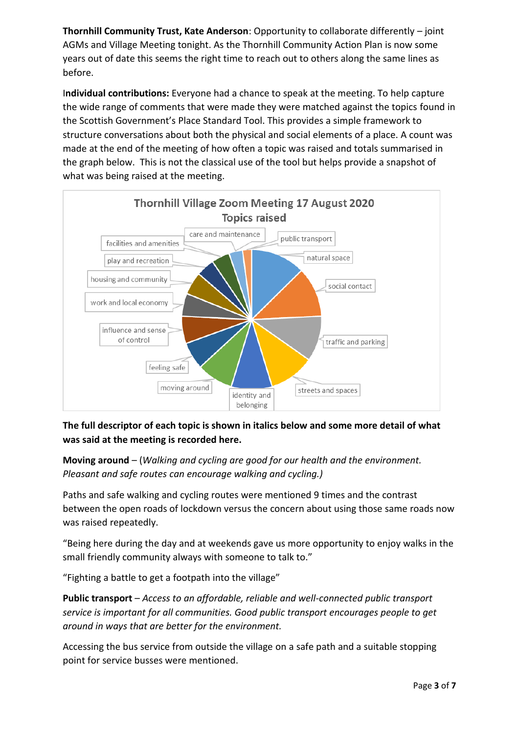**Thornhill Community Trust, Kate Anderson**: Opportunity to collaborate differently – joint AGMs and Village Meeting tonight. As the Thornhill Community Action Plan is now some years out of date this seems the right time to reach out to others along the same lines as before.

**Individual contributions:** Everyone had a chance to speak at the meeting. To help capture the wide range of comments that were made they were matched against the topics found in the Scottish Government's Place Standard Tool. This provides a simple framework to structure conversations about both the physical and social elements of a place. A count was made at the end of the meeting of how often a topic was raised and totals summarised in the graph below. This is not the classical use of the tool but helps provide a snapshot of what was being raised at the meeting.

Thornhill Village Zoom Meeting 17 August 2020
Topics raised

natural space, social contact, traffic and parking, streets and spaces, identity and belonging, moving around, feeling safe, influence and sense of control, work and local economy, housing and community, play and recreation, facilities and amenities, care and maintenance, public transport

**The full descriptor of each topic is shown in italics below and some more detail of what was said at the meeting is recorded here.**

**Moving around** – (*Walking and cycling are good for our health and the environment. Pleasant and safe routes can encourage walking and cycling.)*

Paths and safe walking and cycling routes were mentioned 9 times and the contrast between the open roads of lockdown versus the concern about using those same roads now was raised repeatedly.

"Being here during the day and at weekends gave us more opportunity to enjoy walks in the small friendly community always with someone to talk to."

"Fighting a battle to get a footpath into the village"

**Public transport** – *Access to an affordable, reliable and well-connected public transport service is important for all communities. Good public transport encourages people to get around in ways that are better for the environment.*

Accessing the bus service from outside the village on a safe path and a suitable stopping point for service busses were mentioned.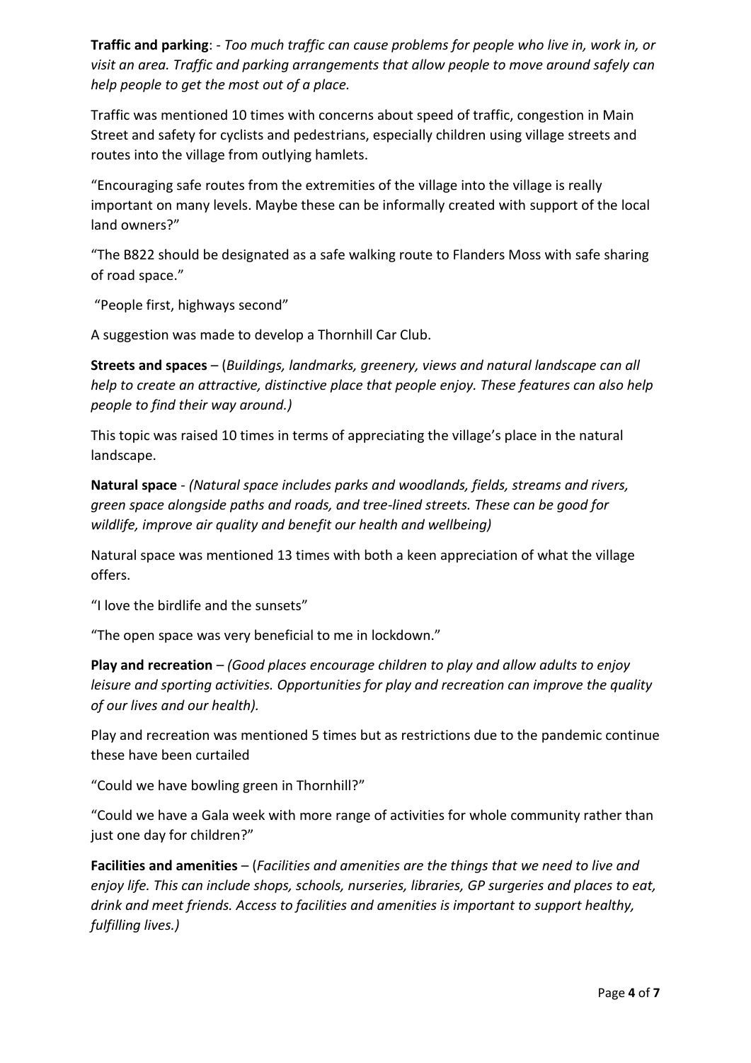**Traffic and parking**: - *Too much traffic can cause problems for people who live in, work in, or visit an area. Traffic and parking arrangements that allow people to move around safely can help people to get the most out of a place.*

Traffic was mentioned 10 times with concerns about speed of traffic, congestion in Main Street and safety for cyclists and pedestrians, especially children using village streets and routes into the village from outlying hamlets.

"Encouraging safe routes from the extremities of the village into the village is really important on many levels. Maybe these can be informally created with support of the local land owners?"

"The B822 should be designated as a safe walking route to Flanders Moss with safe sharing of road space."

"People first, highways second"

A suggestion was made to develop a Thornhill Car Club.

**Streets and spaces** – (*Buildings, landmarks, greenery, views and natural landscape can all help to create an attractive, distinctive place that people enjoy. These features can also help people to find their way around.)*

This topic was raised 10 times in terms of appreciating the village's place in the natural landscape.

**Natural space** - *(Natural space includes parks and woodlands, fields, streams and rivers, green space alongside paths and roads, and tree-lined streets. These can be good for wildlife, improve air quality and benefit our health and wellbeing)*

Natural space was mentioned 13 times with both a keen appreciation of what the village offers.

"I love the birdlife and the sunsets"

"The open space was very beneficial to me in lockdown."

**Play and recreation** – *(Good places encourage children to play and allow adults to enjoy leisure and sporting activities. Opportunities for play and recreation can improve the quality of our lives and our health).*

Play and recreation was mentioned 5 times but as restrictions due to the pandemic continue these have been curtailed

"Could we have bowling green in Thornhill?"

"Could we have a Gala week with more range of activities for whole community rather than just one day for children?"

**Facilities and amenities** – (*Facilities and amenities are the things that we need to live and enjoy life. This can include shops, schools, nurseries, libraries, GP surgeries and places to eat, drink and meet friends. Access to facilities and amenities is important to support healthy, fulfilling lives.)*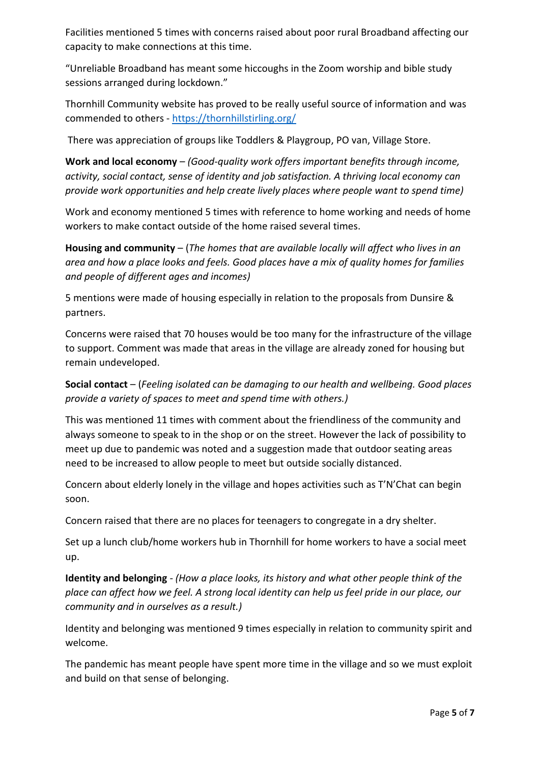Facilities mentioned 5 times with concerns raised about poor rural Broadband affecting our capacity to make connections at this time.

"Unreliable Broadband has meant some hiccoughs in the Zoom worship and bible study sessions arranged during lockdown."

Thornhill Community website has proved to be really useful source of information and was commended to others - https://thornhillstirling.org/

There was appreciation of groups like Toddlers & Playgroup, PO van, Village Store.

**Work and local economy** – *(Good-quality work offers important benefits through income, activity, social contact, sense of identity and job satisfaction. A thriving local economy can provide work opportunities and help create lively places where people want to spend time)*

Work and economy mentioned 5 times with reference to home working and needs of home workers to make contact outside of the home raised several times.

**Housing and community** – (*The homes that are available locally will affect who lives in an area and how a place looks and feels. Good places have a mix of quality homes for families and people of different ages and incomes)*

5 mentions were made of housing especially in relation to the proposals from Dunsire & partners.

Concerns were raised that 70 houses would be too many for the infrastructure of the village to support. Comment was made that areas in the village are already zoned for housing but remain undeveloped.

**Social contact** – (*Feeling isolated can be damaging to our health and wellbeing. Good places provide a variety of spaces to meet and spend time with others.)*

This was mentioned 11 times with comment about the friendliness of the community and always someone to speak to in the shop or on the street. However the lack of possibility to meet up due to pandemic was noted and a suggestion made that outdoor seating areas need to be increased to allow people to meet but outside socially distanced.

Concern about elderly lonely in the village and hopes activities such as T'N'Chat can begin soon.

Concern raised that there are no places for teenagers to congregate in a dry shelter.

Set up a lunch club/home workers hub in Thornhill for home workers to have a social meet up.

**Identity and belonging** - *(How a place looks, its history and what other people think of the place can affect how we feel. A strong local identity can help us feel pride in our place, our community and in ourselves as a result.)*

Identity and belonging was mentioned 9 times especially in relation to community spirit and welcome.

The pandemic has meant people have spent more time in the village and so we must exploit and build on that sense of belonging.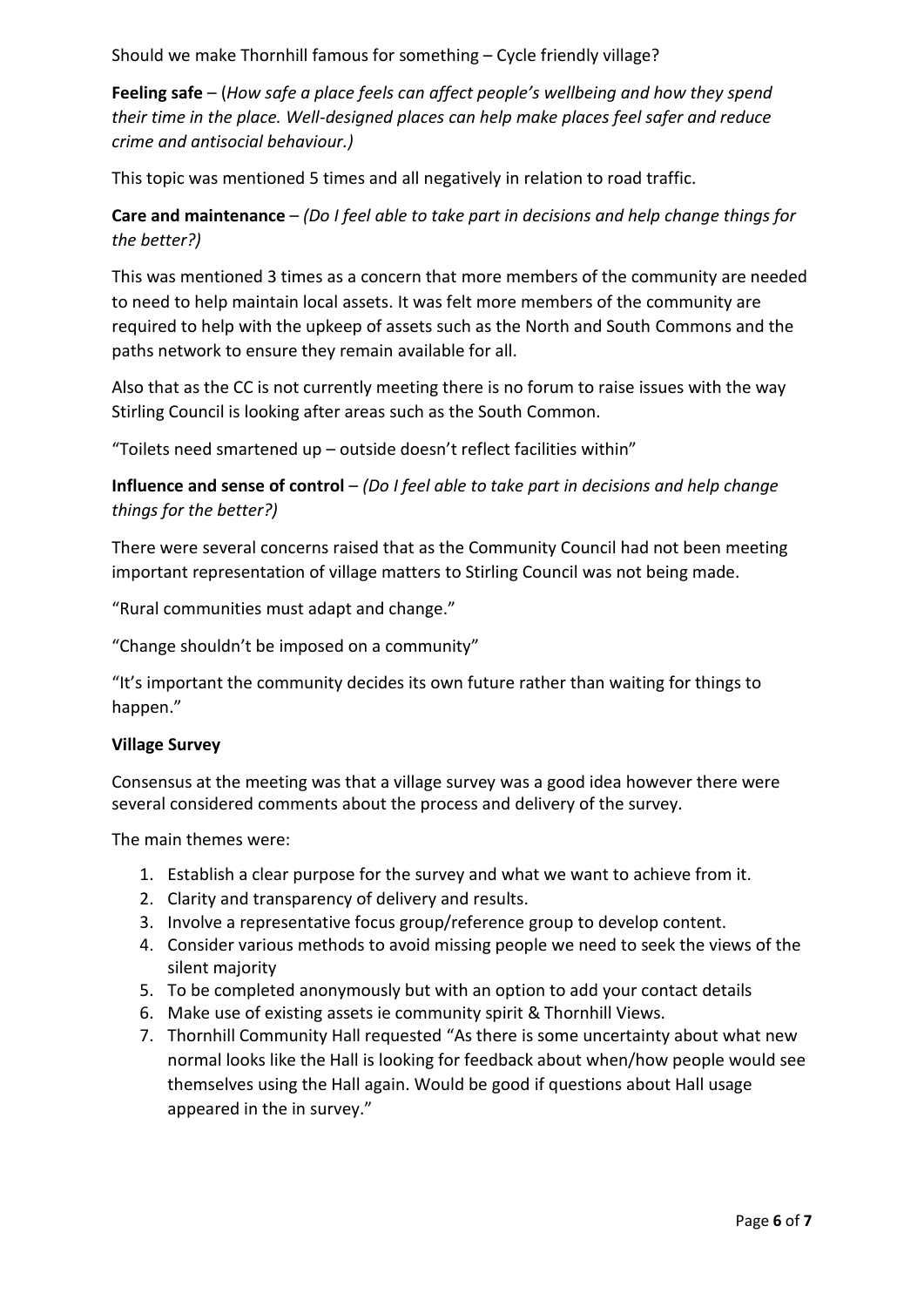Should we make Thornhill famous for something – Cycle friendly village?

**Feeling safe** – (*How safe a place feels can affect people's wellbeing and how they spend their time in the place. Well-designed places can help make places feel safer and reduce crime and antisocial behaviour.)*

This topic was mentioned 5 times and all negatively in relation to road traffic.

**Care and maintenance** – *(Do I feel able to take part in decisions and help change things for the better?)*

This was mentioned 3 times as a concern that more members of the community are needed to need to help maintain local assets. It was felt more members of the community are required to help with the upkeep of assets such as the North and South Commons and the paths network to ensure they remain available for all.

Also that as the CC is not currently meeting there is no forum to raise issues with the way Stirling Council is looking after areas such as the South Common.

"Toilets need smartened up – outside doesn't reflect facilities within"

**Influence and sense of control** – *(Do I feel able to take part in decisions and help change things for the better?)*

There were several concerns raised that as the Community Council had not been meeting important representation of village matters to Stirling Council was not being made.

"Rural communities must adapt and change."

"Change shouldn't be imposed on a community"

"It's important the community decides its own future rather than waiting for things to happen."

**Village Survey**

Consensus at the meeting was that a village survey was a good idea however there were several considered comments about the process and delivery of the survey.

The main themes were:

1. Establish a clear purpose for the survey and what we want to achieve from it.
2. Clarity and transparency of delivery and results.
3. Involve a representative focus group/reference group to develop content.
4. Consider various methods to avoid missing people we need to seek the views of the silent majority
5. To be completed anonymously but with an option to add your contact details
6. Make use of existing assets ie community spirit & Thornhill Views.
7. Thornhill Community Hall requested "As there is some uncertainty about what new normal looks like the Hall is looking for feedback about when/how people would see themselves using the Hall again. Would be good if questions about Hall usage appeared in the in survey."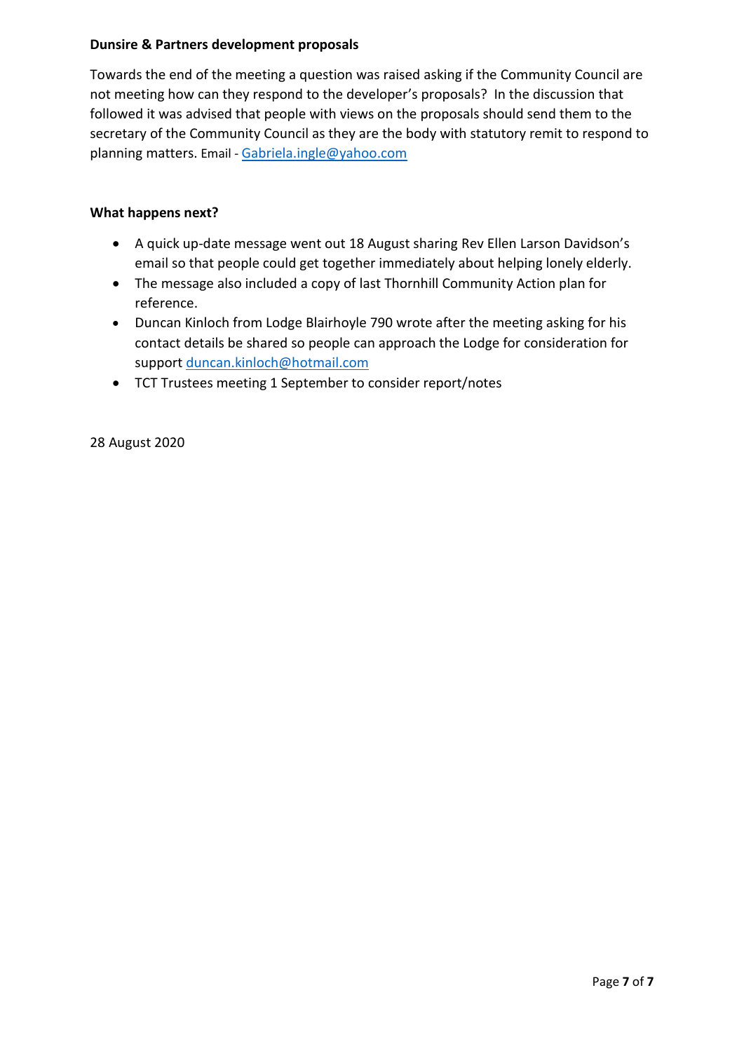**Dunsire & Partners development proposals**

Towards the end of the meeting a question was raised asking if the Community Council are not meeting how can they respond to the developer's proposals? In the discussion that followed it was advised that people with views on the proposals should send them to the secretary of the Community Council as they are the body with statutory remit to respond to planning matters. Email - Gabriela.ingle@yahoo.com

**What happens next?**

- A quick up-date message went out 18 August sharing Rev Ellen Larson Davidson's email so that people could get together immediately about helping lonely elderly.
- The message also included a copy of last Thornhill Community Action plan for reference.
- Duncan Kinloch from Lodge Blairhoyle 790 wrote after the meeting asking for his contact details be shared so people can approach the Lodge for consideration for support duncan.kinloch@hotmail.com
- TCT Trustees meeting 1 September to consider report/notes

28 August 2020